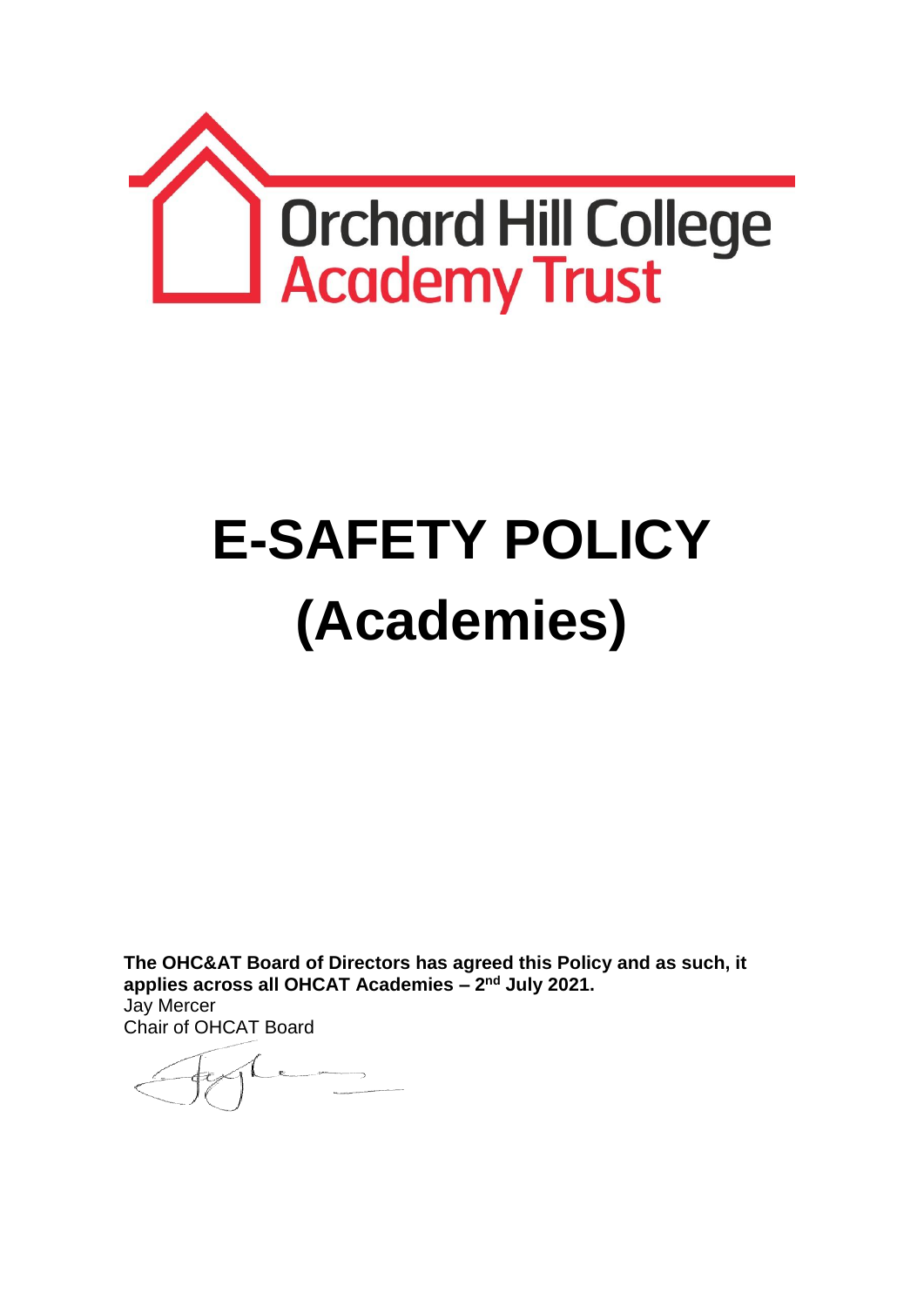Orchard Hill College
Academy Trust

# E-SAFETY POLICY (Academies)

**The OHC&AT Board of Directors has agreed this Policy and as such, it applies across all OHCAT Academies – 2nd July 2021.**

Jay Mercer
Chair of OHCAT Board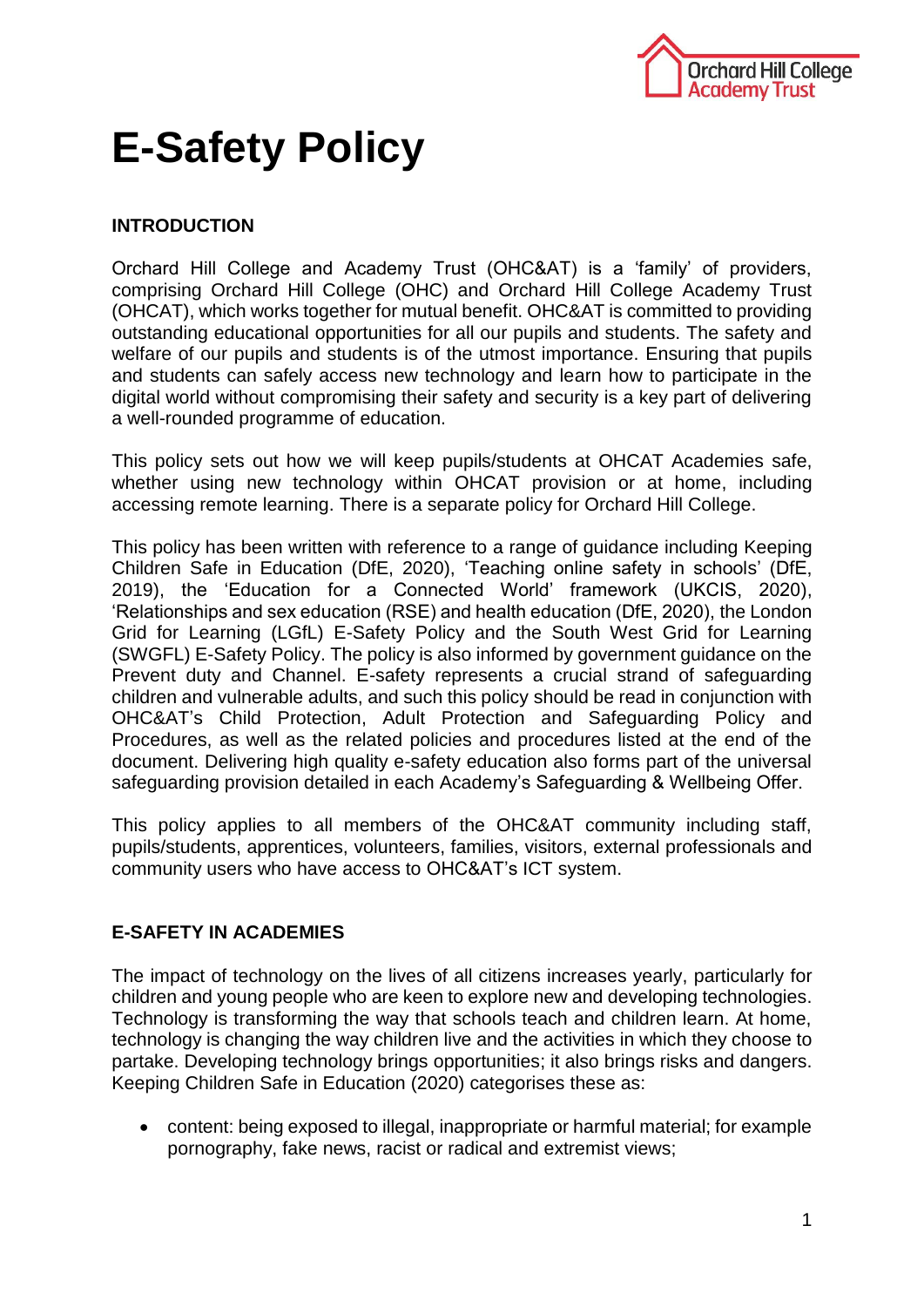# E-Safety Policy

## INTRODUCTION

Orchard Hill College and Academy Trust (OHC&AT) is a 'family' of providers, comprising Orchard Hill College (OHC) and Orchard Hill College Academy Trust (OHCAT), which works together for mutual benefit. OHC&AT is committed to providing outstanding educational opportunities for all our pupils and students. The safety and welfare of our pupils and students is of the utmost importance. Ensuring that pupils and students can safely access new technology and learn how to participate in the digital world without compromising their safety and security is a key part of delivering a well-rounded programme of education.

This policy sets out how we will keep pupils/students at OHCAT Academies safe, whether using new technology within OHCAT provision or at home, including accessing remote learning. There is a separate policy for Orchard Hill College.

This policy has been written with reference to a range of guidance including Keeping Children Safe in Education (DfE, 2020), 'Teaching online safety in schools' (DfE, 2019), the 'Education for a Connected World' framework (UKCIS, 2020), 'Relationships and sex education (RSE) and health education (DfE, 2020), the London Grid for Learning (LGfL) E-Safety Policy and the South West Grid for Learning (SWGFL) E-Safety Policy. The policy is also informed by government guidance on the Prevent duty and Channel. E-safety represents a crucial strand of safeguarding children and vulnerable adults, and such this policy should be read in conjunction with OHC&AT's Child Protection, Adult Protection and Safeguarding Policy and Procedures, as well as the related policies and procedures listed at the end of the document. Delivering high quality e-safety education also forms part of the universal safeguarding provision detailed in each Academy's Safeguarding & Wellbeing Offer.

This policy applies to all members of the OHC&AT community including staff, pupils/students, apprentices, volunteers, families, visitors, external professionals and community users who have access to OHC&AT's ICT system.

## E-SAFETY IN ACADEMIES

The impact of technology on the lives of all citizens increases yearly, particularly for children and young people who are keen to explore new and developing technologies. Technology is transforming the way that schools teach and children learn. At home, technology is changing the way children live and the activities in which they choose to partake. Developing technology brings opportunities; it also brings risks and dangers. Keeping Children Safe in Education (2020) categorises these as:

- content: being exposed to illegal, inappropriate or harmful material; for example pornography, fake news, racist or radical and extremist views;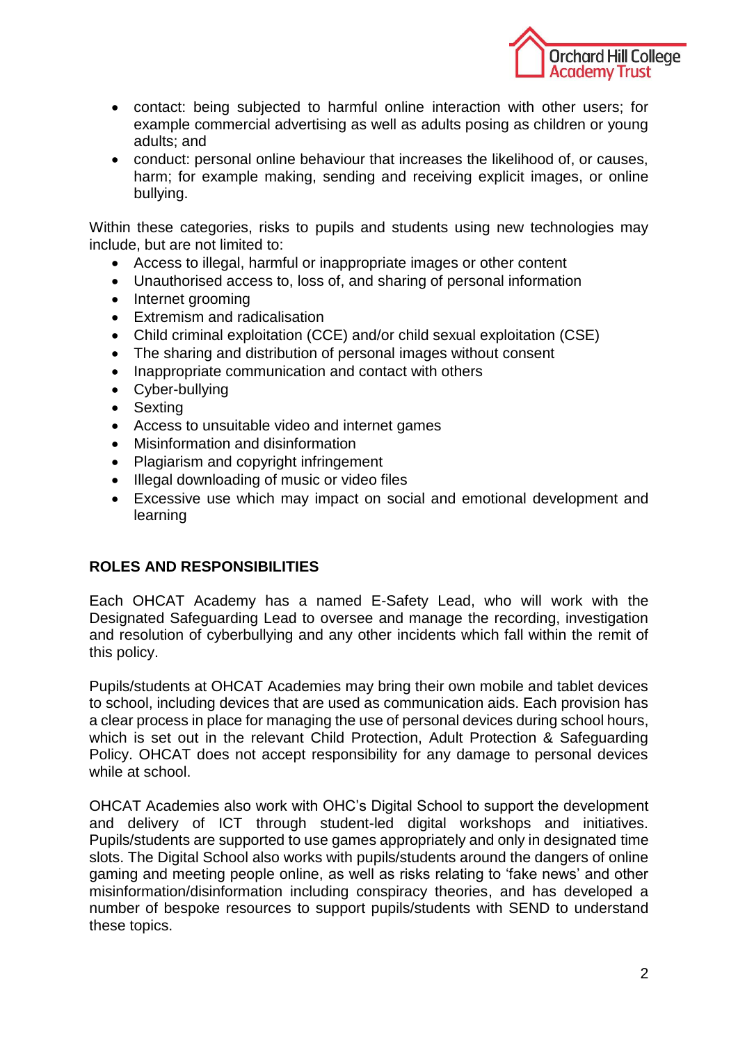- contact: being subjected to harmful online interaction with other users; for example commercial advertising as well as adults posing as children or young adults; and
- conduct: personal online behaviour that increases the likelihood of, or causes, harm; for example making, sending and receiving explicit images, or online bullying.

Within these categories, risks to pupils and students using new technologies may include, but are not limited to:

- Access to illegal, harmful or inappropriate images or other content
- Unauthorised access to, loss of, and sharing of personal information
- Internet grooming
- Extremism and radicalisation
- Child criminal exploitation (CCE) and/or child sexual exploitation (CSE)
- The sharing and distribution of personal images without consent
- Inappropriate communication and contact with others
- Cyber-bullying
- Sexting
- Access to unsuitable video and internet games
- Misinformation and disinformation
- Plagiarism and copyright infringement
- Illegal downloading of music or video files
- Excessive use which may impact on social and emotional development and learning

## ROLES AND RESPONSIBILITIES

Each OHCAT Academy has a named E-Safety Lead, who will work with the Designated Safeguarding Lead to oversee and manage the recording, investigation and resolution of cyberbullying and any other incidents which fall within the remit of this policy.

Pupils/students at OHCAT Academies may bring their own mobile and tablet devices to school, including devices that are used as communication aids. Each provision has a clear process in place for managing the use of personal devices during school hours, which is set out in the relevant Child Protection, Adult Protection & Safeguarding Policy. OHCAT does not accept responsibility for any damage to personal devices while at school.

OHCAT Academies also work with OHC's Digital School to support the development and delivery of ICT through student-led digital workshops and initiatives. Pupils/students are supported to use games appropriately and only in designated time slots. The Digital School also works with pupils/students around the dangers of online gaming and meeting people online, as well as risks relating to 'fake news' and other misinformation/disinformation including conspiracy theories, and has developed a number of bespoke resources to support pupils/students with SEND to understand these topics.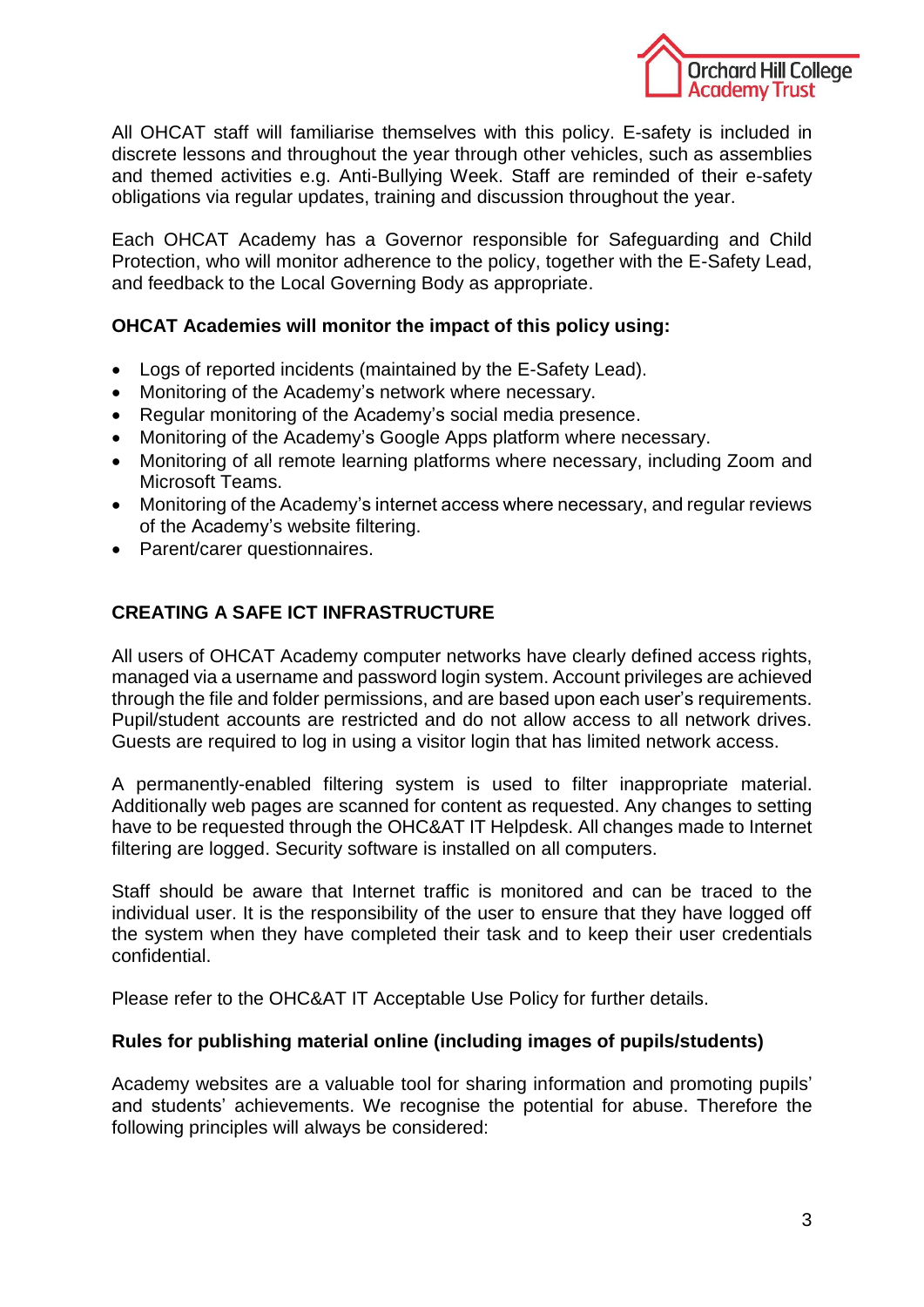All OHCAT staff will familiarise themselves with this policy. E-safety is included in discrete lessons and throughout the year through other vehicles, such as assemblies and themed activities e.g. Anti-Bullying Week. Staff are reminded of their e-safety obligations via regular updates, training and discussion throughout the year.

Each OHCAT Academy has a Governor responsible for Safeguarding and Child Protection, who will monitor adherence to the policy, together with the E-Safety Lead, and feedback to the Local Governing Body as appropriate.

**OHCAT Academies will monitor the impact of this policy using:**

- Logs of reported incidents (maintained by the E-Safety Lead).
- Monitoring of the Academy's network where necessary.
- Regular monitoring of the Academy's social media presence.
- Monitoring of the Academy's Google Apps platform where necessary.
- Monitoring of all remote learning platforms where necessary, including Zoom and Microsoft Teams.
- Monitoring of the Academy's internet access where necessary, and regular reviews of the Academy's website filtering.
- Parent/carer questionnaires.

## CREATING A SAFE ICT INFRASTRUCTURE

All users of OHCAT Academy computer networks have clearly defined access rights, managed via a username and password login system. Account privileges are achieved through the file and folder permissions, and are based upon each user's requirements. Pupil/student accounts are restricted and do not allow access to all network drives. Guests are required to log in using a visitor login that has limited network access.

A permanently-enabled filtering system is used to filter inappropriate material. Additionally web pages are scanned for content as requested. Any changes to setting have to be requested through the OHC&AT IT Helpdesk. All changes made to Internet filtering are logged. Security software is installed on all computers.

Staff should be aware that Internet traffic is monitored and can be traced to the individual user. It is the responsibility of the user to ensure that they have logged off the system when they have completed their task and to keep their user credentials confidential.

Please refer to the OHC&AT IT Acceptable Use Policy for further details.

### Rules for publishing material online (including images of pupils/students)

Academy websites are a valuable tool for sharing information and promoting pupils' and students' achievements. We recognise the potential for abuse. Therefore the following principles will always be considered: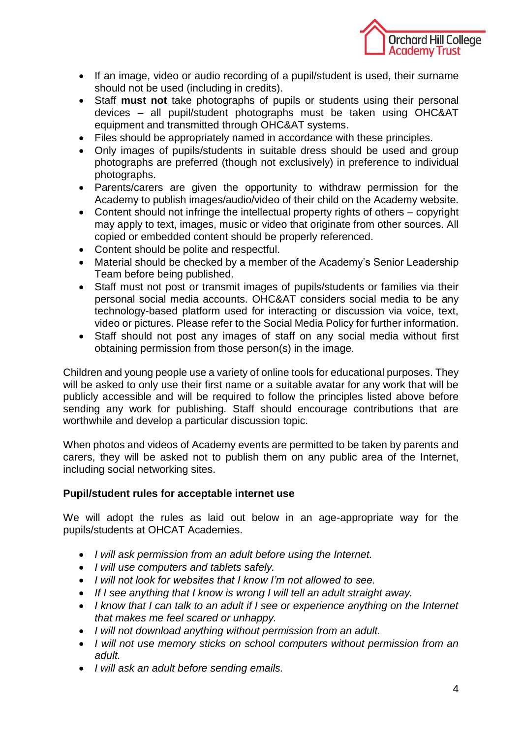- If an image, video or audio recording of a pupil/student is used, their surname should not be used (including in credits).
- Staff **must not** take photographs of pupils or students using their personal devices – all pupil/student photographs must be taken using OHC&AT equipment and transmitted through OHC&AT systems.
- Files should be appropriately named in accordance with these principles.
- Only images of pupils/students in suitable dress should be used and group photographs are preferred (though not exclusively) in preference to individual photographs.
- Parents/carers are given the opportunity to withdraw permission for the Academy to publish images/audio/video of their child on the Academy website.
- Content should not infringe the intellectual property rights of others – copyright may apply to text, images, music or video that originate from other sources. All copied or embedded content should be properly referenced.
- Content should be polite and respectful.
- Material should be checked by a member of the Academy's Senior Leadership Team before being published.
- Staff must not post or transmit images of pupils/students or families via their personal social media accounts. OHC&AT considers social media to be any technology-based platform used for interacting or discussion via voice, text, video or pictures. Please refer to the Social Media Policy for further information.
- Staff should not post any images of staff on any social media without first obtaining permission from those person(s) in the image.

Children and young people use a variety of online tools for educational purposes. They will be asked to only use their first name or a suitable avatar for any work that will be publicly accessible and will be required to follow the principles listed above before sending any work for publishing. Staff should encourage contributions that are worthwhile and develop a particular discussion topic.

When photos and videos of Academy events are permitted to be taken by parents and carers, they will be asked not to publish them on any public area of the Internet, including social networking sites.

**Pupil/student rules for acceptable internet use**

We will adopt the rules as laid out below in an age-appropriate way for the pupils/students at OHCAT Academies.

- *I will ask permission from an adult before using the Internet.*
- *I will use computers and tablets safely.*
- *I will not look for websites that I know I'm not allowed to see.*
- *If I see anything that I know is wrong I will tell an adult straight away.*
- *I know that I can talk to an adult if I see or experience anything on the Internet that makes me feel scared or unhappy.*
- *I will not download anything without permission from an adult.*
- *I will not use memory sticks on school computers without permission from an adult.*
- *I will ask an adult before sending emails.*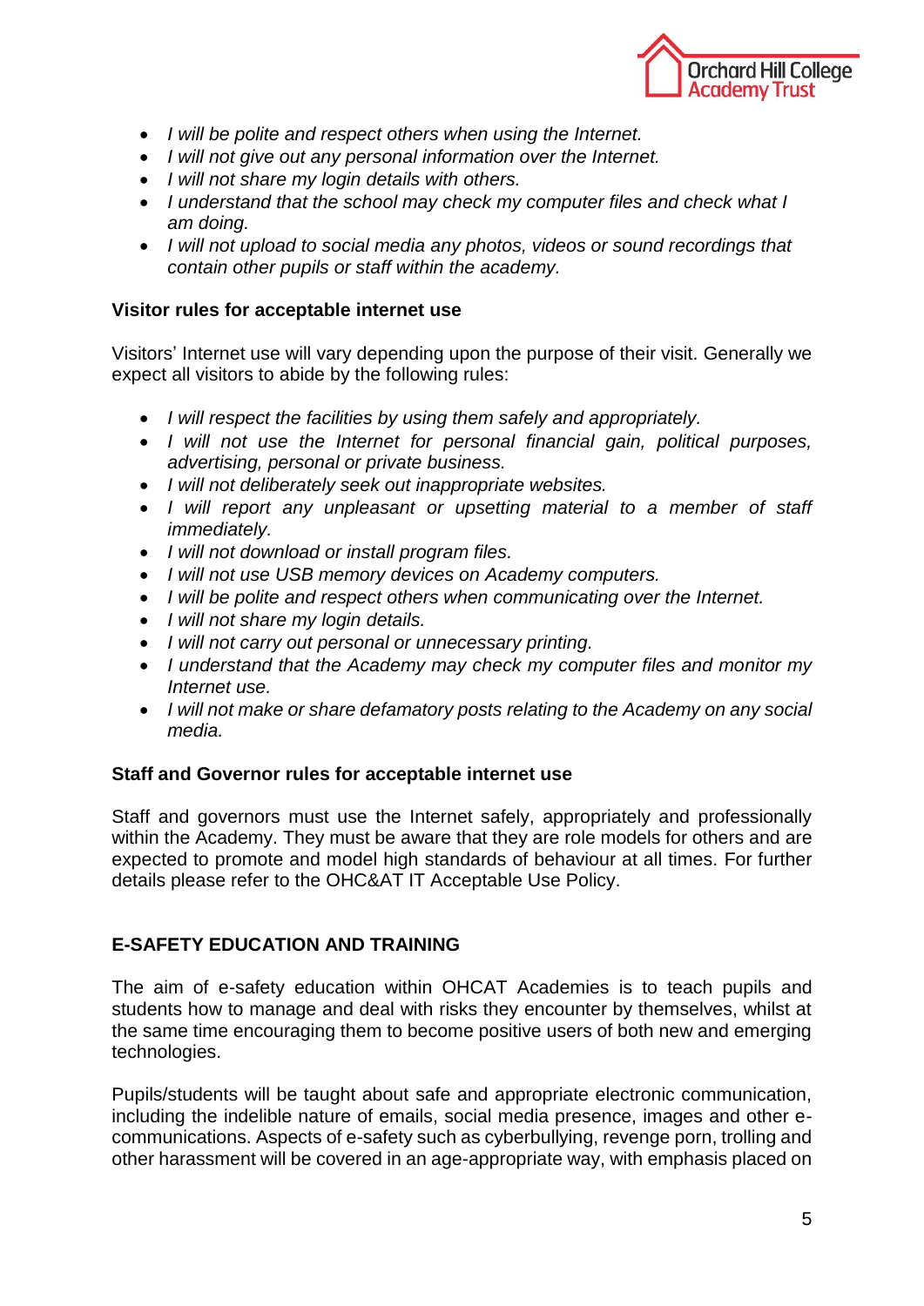- *I will be polite and respect others when using the Internet.*
- *I will not give out any personal information over the Internet.*
- *I will not share my login details with others.*
- *I understand that the school may check my computer files and check what I am doing.*
- *I will not upload to social media any photos, videos or sound recordings that contain other pupils or staff within the academy.*

**Visitor rules for acceptable internet use**

Visitors' Internet use will vary depending upon the purpose of their visit. Generally we expect all visitors to abide by the following rules:

- *I will respect the facilities by using them safely and appropriately.*
- *I will not use the Internet for personal financial gain, political purposes, advertising, personal or private business.*
- *I will not deliberately seek out inappropriate websites.*
- *I will report any unpleasant or upsetting material to a member of staff immediately.*
- *I will not download or install program files.*
- *I will not use USB memory devices on Academy computers.*
- *I will be polite and respect others when communicating over the Internet.*
- *I will not share my login details.*
- *I will not carry out personal or unnecessary printing.*
- *I understand that the Academy may check my computer files and monitor my Internet use.*
- *I will not make or share defamatory posts relating to the Academy on any social media.*

**Staff and Governor rules for acceptable internet use**

Staff and governors must use the Internet safely, appropriately and professionally within the Academy. They must be aware that they are role models for others and are expected to promote and model high standards of behaviour at all times. For further details please refer to the OHC&AT IT Acceptable Use Policy.

## E-SAFETY EDUCATION AND TRAINING

The aim of e-safety education within OHCAT Academies is to teach pupils and students how to manage and deal with risks they encounter by themselves, whilst at the same time encouraging them to become positive users of both new and emerging technologies.

Pupils/students will be taught about safe and appropriate electronic communication, including the indelible nature of emails, social media presence, images and other e-communications. Aspects of e-safety such as cyberbullying, revenge porn, trolling and other harassment will be covered in an age-appropriate way, with emphasis placed on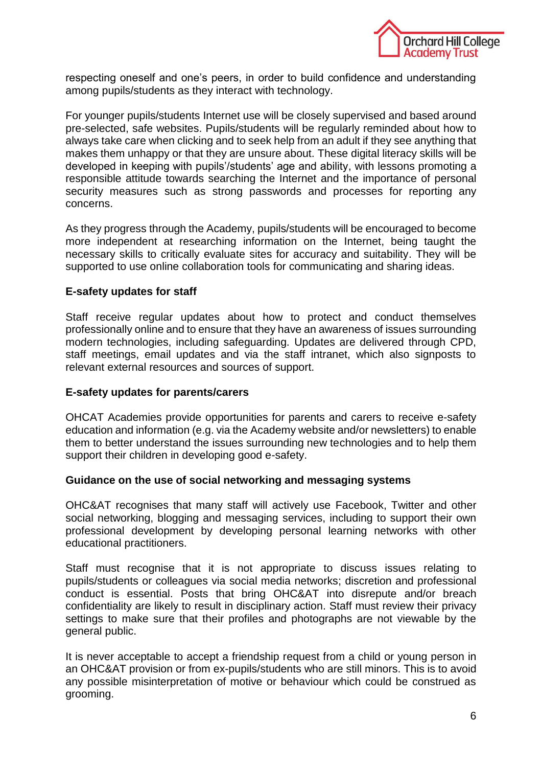respecting oneself and one's peers, in order to build confidence and understanding among pupils/students as they interact with technology.

For younger pupils/students Internet use will be closely supervised and based around pre-selected, safe websites. Pupils/students will be regularly reminded about how to always take care when clicking and to seek help from an adult if they see anything that makes them unhappy or that they are unsure about. These digital literacy skills will be developed in keeping with pupils'/students' age and ability, with lessons promoting a responsible attitude towards searching the Internet and the importance of personal security measures such as strong passwords and processes for reporting any concerns.

As they progress through the Academy, pupils/students will be encouraged to become more independent at researching information on the Internet, being taught the necessary skills to critically evaluate sites for accuracy and suitability. They will be supported to use online collaboration tools for communicating and sharing ideas.

**E-safety updates for staff**

Staff receive regular updates about how to protect and conduct themselves professionally online and to ensure that they have an awareness of issues surrounding modern technologies, including safeguarding. Updates are delivered through CPD, staff meetings, email updates and via the staff intranet, which also signposts to relevant external resources and sources of support.

**E-safety updates for parents/carers**

OHCAT Academies provide opportunities for parents and carers to receive e-safety education and information (e.g. via the Academy website and/or newsletters) to enable them to better understand the issues surrounding new technologies and to help them support their children in developing good e-safety.

**Guidance on the use of social networking and messaging systems**

OHC&AT recognises that many staff will actively use Facebook, Twitter and other social networking, blogging and messaging services, including to support their own professional development by developing personal learning networks with other educational practitioners.

Staff must recognise that it is not appropriate to discuss issues relating to pupils/students or colleagues via social media networks; discretion and professional conduct is essential. Posts that bring OHC&AT into disrepute and/or breach confidentiality are likely to result in disciplinary action. Staff must review their privacy settings to make sure that their profiles and photographs are not viewable by the general public.

It is never acceptable to accept a friendship request from a child or young person in an OHC&AT provision or from ex-pupils/students who are still minors. This is to avoid any possible misinterpretation of motive or behaviour which could be construed as grooming.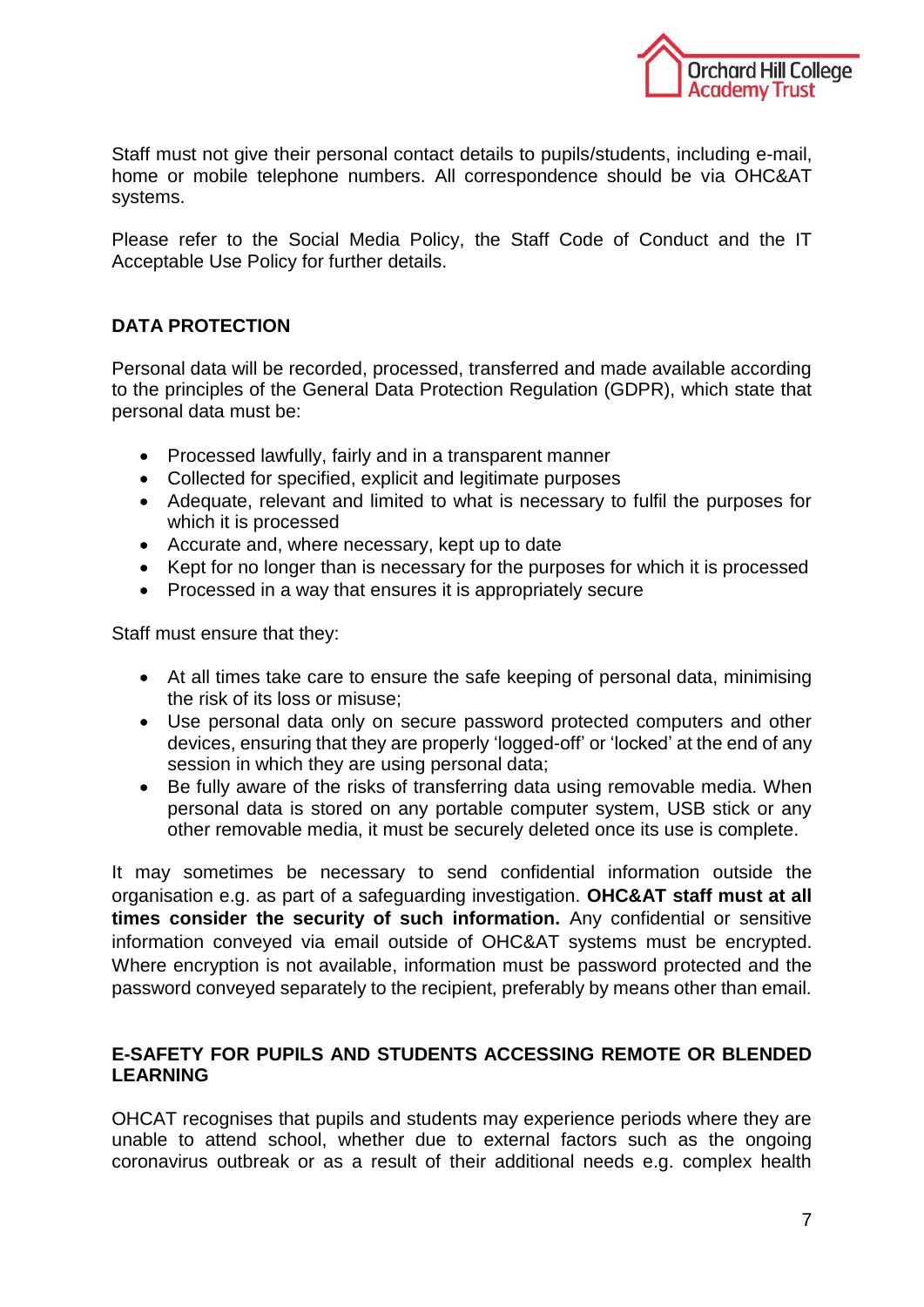Staff must not give their personal contact details to pupils/students, including e-mail, home or mobile telephone numbers. All correspondence should be via OHC&AT systems.

Please refer to the Social Media Policy, the Staff Code of Conduct and the IT Acceptable Use Policy for further details.

## DATA PROTECTION

Personal data will be recorded, processed, transferred and made available according to the principles of the General Data Protection Regulation (GDPR), which state that personal data must be:

- Processed lawfully, fairly and in a transparent manner
- Collected for specified, explicit and legitimate purposes
- Adequate, relevant and limited to what is necessary to fulfil the purposes for which it is processed
- Accurate and, where necessary, kept up to date
- Kept for no longer than is necessary for the purposes for which it is processed
- Processed in a way that ensures it is appropriately secure

Staff must ensure that they:

- At all times take care to ensure the safe keeping of personal data, minimising the risk of its loss or misuse;
- Use personal data only on secure password protected computers and other devices, ensuring that they are properly 'logged-off' or 'locked' at the end of any session in which they are using personal data;
- Be fully aware of the risks of transferring data using removable media. When personal data is stored on any portable computer system, USB stick or any other removable media, it must be securely deleted once its use is complete.

It may sometimes be necessary to send confidential information outside the organisation e.g. as part of a safeguarding investigation. **OHC&AT staff must at all times consider the security of such information.** Any confidential or sensitive information conveyed via email outside of OHC&AT systems must be encrypted. Where encryption is not available, information must be password protected and the password conveyed separately to the recipient, preferably by means other than email.

## E-SAFETY FOR PUPILS AND STUDENTS ACCESSING REMOTE OR BLENDED LEARNING

OHCAT recognises that pupils and students may experience periods where they are unable to attend school, whether due to external factors such as the ongoing coronavirus outbreak or as a result of their additional needs e.g. complex health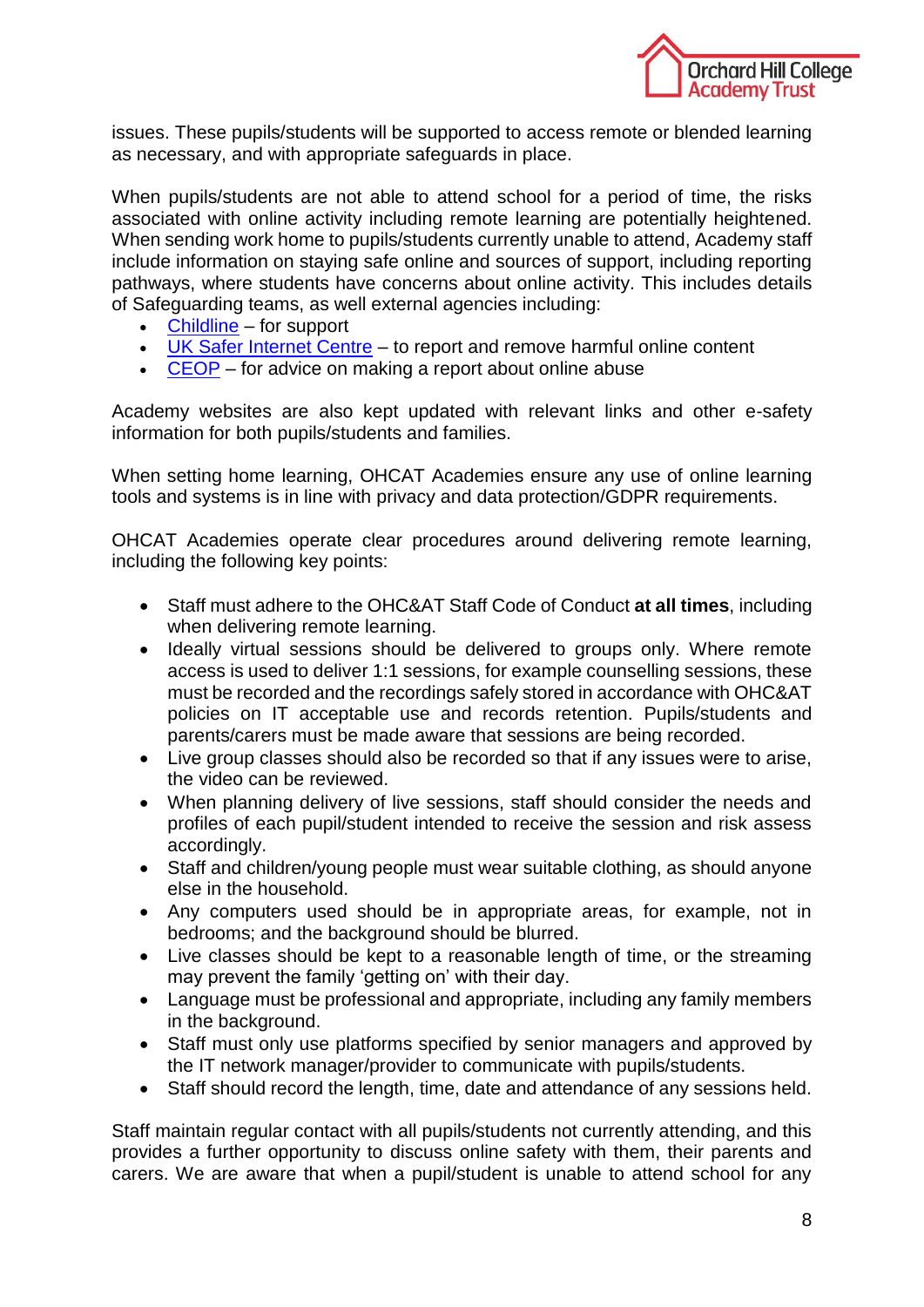issues. These pupils/students will be supported to access remote or blended learning as necessary, and with appropriate safeguards in place.

When pupils/students are not able to attend school for a period of time, the risks associated with online activity including remote learning are potentially heightened. When sending work home to pupils/students currently unable to attend, Academy staff include information on staying safe online and sources of support, including reporting pathways, where students have concerns about online activity. This includes details of Safeguarding teams, as well external agencies including:

- Childline – for support
- UK Safer Internet Centre – to report and remove harmful online content
- CEOP – for advice on making a report about online abuse

Academy websites are also kept updated with relevant links and other e-safety information for both pupils/students and families.

When setting home learning, OHCAT Academies ensure any use of online learning tools and systems is in line with privacy and data protection/GDPR requirements.

OHCAT Academies operate clear procedures around delivering remote learning, including the following key points:

- Staff must adhere to the OHC&AT Staff Code of Conduct **at all times**, including when delivering remote learning.
- Ideally virtual sessions should be delivered to groups only. Where remote access is used to deliver 1:1 sessions, for example counselling sessions, these must be recorded and the recordings safely stored in accordance with OHC&AT policies on IT acceptable use and records retention. Pupils/students and parents/carers must be made aware that sessions are being recorded.
- Live group classes should also be recorded so that if any issues were to arise, the video can be reviewed.
- When planning delivery of live sessions, staff should consider the needs and profiles of each pupil/student intended to receive the session and risk assess accordingly.
- Staff and children/young people must wear suitable clothing, as should anyone else in the household.
- Any computers used should be in appropriate areas, for example, not in bedrooms; and the background should be blurred.
- Live classes should be kept to a reasonable length of time, or the streaming may prevent the family 'getting on' with their day.
- Language must be professional and appropriate, including any family members in the background.
- Staff must only use platforms specified by senior managers and approved by the IT network manager/provider to communicate with pupils/students.
- Staff should record the length, time, date and attendance of any sessions held.

Staff maintain regular contact with all pupils/students not currently attending, and this provides a further opportunity to discuss online safety with them, their parents and carers. We are aware that when a pupil/student is unable to attend school for any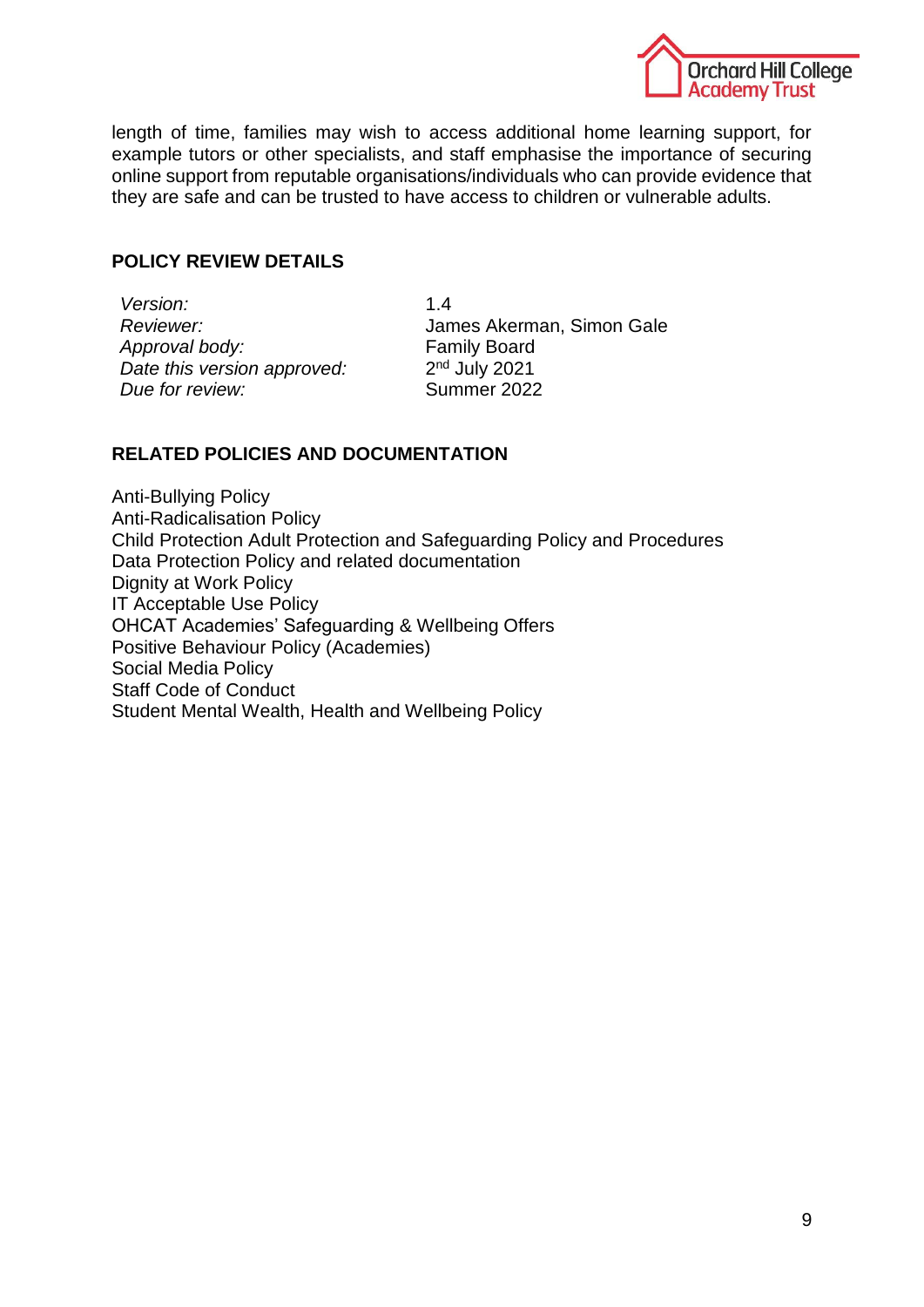length of time, families may wish to access additional home learning support, for example tutors or other specialists, and staff emphasise the importance of securing online support from reputable organisations/individuals who can provide evidence that they are safe and can be trusted to have access to children or vulnerable adults.

## POLICY REVIEW DETAILS

| | |
|---|---|
| *Version:* | 1.4 |
| *Reviewer:* | James Akerman, Simon Gale |
| *Approval body:* | Family Board |
| *Date this version approved:* | 2nd July 2021 |
| *Due for review:* | Summer 2022 |

## RELATED POLICIES AND DOCUMENTATION

Anti-Bullying Policy
Anti-Radicalisation Policy
Child Protection Adult Protection and Safeguarding Policy and Procedures
Data Protection Policy and related documentation
Dignity at Work Policy
IT Acceptable Use Policy
OHCAT Academies' Safeguarding & Wellbeing Offers
Positive Behaviour Policy (Academies)
Social Media Policy
Staff Code of Conduct
Student Mental Wealth, Health and Wellbeing Policy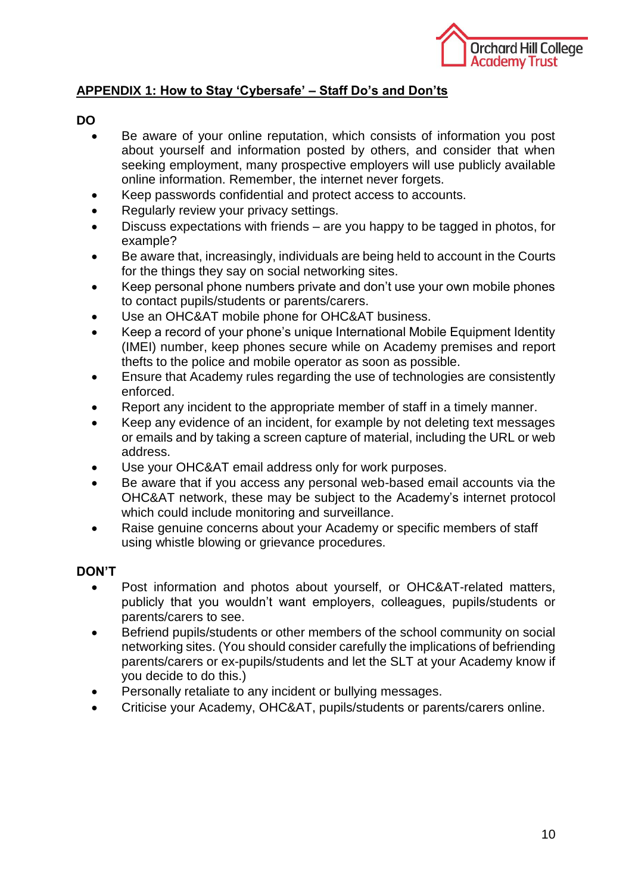## APPENDIX 1: How to Stay 'Cybersafe' – Staff Do's and Don'ts

**DO**

- Be aware of your online reputation, which consists of information you post about yourself and information posted by others, and consider that when seeking employment, many prospective employers will use publicly available online information. Remember, the internet never forgets.
- Keep passwords confidential and protect access to accounts.
- Regularly review your privacy settings.
- Discuss expectations with friends – are you happy to be tagged in photos, for example?
- Be aware that, increasingly, individuals are being held to account in the Courts for the things they say on social networking sites.
- Keep personal phone numbers private and don't use your own mobile phones to contact pupils/students or parents/carers.
- Use an OHC&AT mobile phone for OHC&AT business.
- Keep a record of your phone's unique International Mobile Equipment Identity (IMEI) number, keep phones secure while on Academy premises and report thefts to the police and mobile operator as soon as possible.
- Ensure that Academy rules regarding the use of technologies are consistently enforced.
- Report any incident to the appropriate member of staff in a timely manner.
- Keep any evidence of an incident, for example by not deleting text messages or emails and by taking a screen capture of material, including the URL or web address.
- Use your OHC&AT email address only for work purposes.
- Be aware that if you access any personal web-based email accounts via the OHC&AT network, these may be subject to the Academy's internet protocol which could include monitoring and surveillance.
- Raise genuine concerns about your Academy or specific members of staff using whistle blowing or grievance procedures.

**DON'T**

- Post information and photos about yourself, or OHC&AT-related matters, publicly that you wouldn't want employers, colleagues, pupils/students or parents/carers to see.
- Befriend pupils/students or other members of the school community on social networking sites. (You should consider carefully the implications of befriending parents/carers or ex-pupils/students and let the SLT at your Academy know if you decide to do this.)
- Personally retaliate to any incident or bullying messages.
- Criticise your Academy, OHC&AT, pupils/students or parents/carers online.